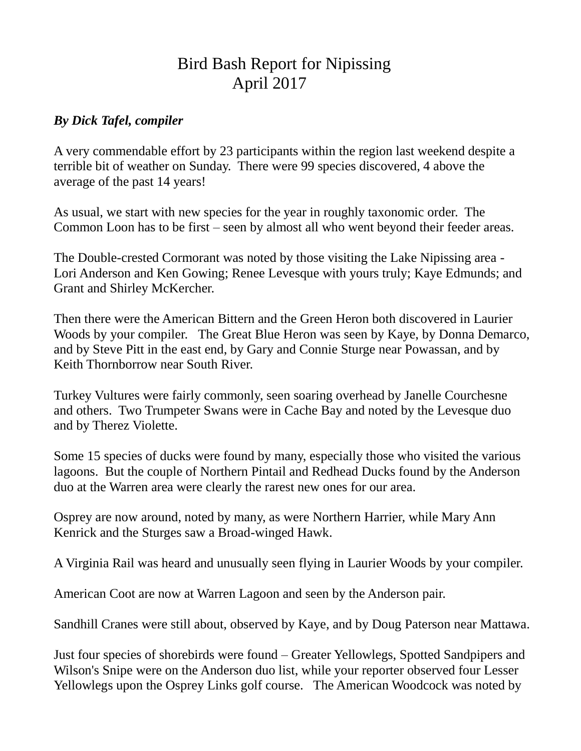# Bird Bash Report for Nipissing
# April 2017

***By Dick Tafel, compiler***

A very commendable effort by 23 participants within the region last weekend despite a terrible bit of weather on Sunday. There were 99 species discovered, 4 above the average of the past 14 years!

As usual, we start with new species for the year in roughly taxonomic order. The Common Loon has to be first – seen by almost all who went beyond their feeder areas.

The Double-crested Cormorant was noted by those visiting the Lake Nipissing area - Lori Anderson and Ken Gowing; Renee Levesque with yours truly; Kaye Edmunds; and Grant and Shirley McKercher.

Then there were the American Bittern and the Green Heron both discovered in Laurier Woods by your compiler. The Great Blue Heron was seen by Kaye, by Donna Demarco, and by Steve Pitt in the east end, by Gary and Connie Sturge near Powassan, and by Keith Thornborrow near South River.

Turkey Vultures were fairly commonly, seen soaring overhead by Janelle Courchesne and others. Two Trumpeter Swans were in Cache Bay and noted by the Levesque duo and by Therez Violette.

Some 15 species of ducks were found by many, especially those who visited the various lagoons. But the couple of Northern Pintail and Redhead Ducks found by the Anderson duo at the Warren area were clearly the rarest new ones for our area.

Osprey are now around, noted by many, as were Northern Harrier, while Mary Ann Kenrick and the Sturges saw a Broad-winged Hawk.

A Virginia Rail was heard and unusually seen flying in Laurier Woods by your compiler.

American Coot are now at Warren Lagoon and seen by the Anderson pair.

Sandhill Cranes were still about, observed by Kaye, and by Doug Paterson near Mattawa.

Just four species of shorebirds were found – Greater Yellowlegs, Spotted Sandpipers and Wilson's Snipe were on the Anderson duo list, while your reporter observed four Lesser Yellowlegs upon the Osprey Links golf course. The American Woodcock was noted by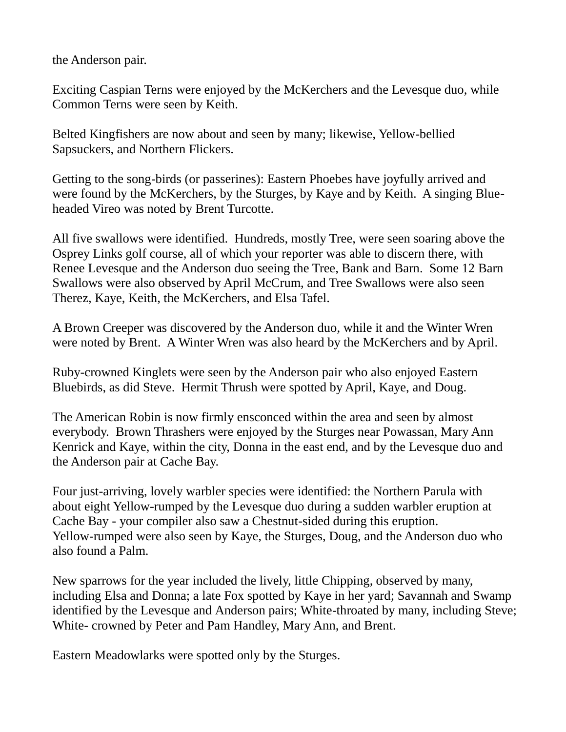the Anderson pair.

Exciting Caspian Terns were enjoyed by the McKerchers and the Levesque duo, while Common Terns were seen by Keith.

Belted Kingfishers are now about and seen by many; likewise, Yellow-bellied Sapsuckers, and Northern Flickers.

Getting to the song-birds (or passerines): Eastern Phoebes have joyfully arrived and were found by the McKerchers, by the Sturges, by Kaye and by Keith.  A singing Blue-headed Vireo was noted by Brent Turcotte.

All five swallows were identified.  Hundreds, mostly Tree, were seen soaring above the Osprey Links golf course, all of which your reporter was able to discern there, with Renee Levesque and the Anderson duo seeing the Tree, Bank and Barn.  Some 12 Barn Swallows were also observed by April McCrum, and Tree Swallows were also seen Therez, Kaye, Keith, the McKerchers, and Elsa Tafel.

A Brown Creeper was discovered by the Anderson duo, while it and the Winter Wren were noted by Brent.  A Winter Wren was also heard by the McKerchers and by April.

Ruby-crowned Kinglets were seen by the Anderson pair who also enjoyed Eastern Bluebirds, as did Steve.  Hermit Thrush were spotted by April, Kaye, and Doug.

The American Robin is now firmly ensconced within the area and seen by almost everybody.  Brown Thrashers were enjoyed by the Sturges near Powassan, Mary Ann Kenrick and Kaye, within the city, Donna in the east end, and by the Levesque duo and the Anderson pair at Cache Bay.

Four just-arriving, lovely warbler species were identified: the Northern Parula with about eight Yellow-rumped by the Levesque duo during a sudden warbler eruption at Cache Bay - your compiler also saw a Chestnut-sided during this eruption. Yellow-rumped were also seen by Kaye, the Sturges, Doug, and the Anderson duo who also found a Palm.

New sparrows for the year included the lively, little Chipping, observed by many, including Elsa and Donna; a late Fox spotted by Kaye in her yard; Savannah and Swamp identified by the Levesque and Anderson pairs; White-throated by many, including Steve; White- crowned by Peter and Pam Handley, Mary Ann, and Brent.

Eastern Meadowlarks were spotted only by the Sturges.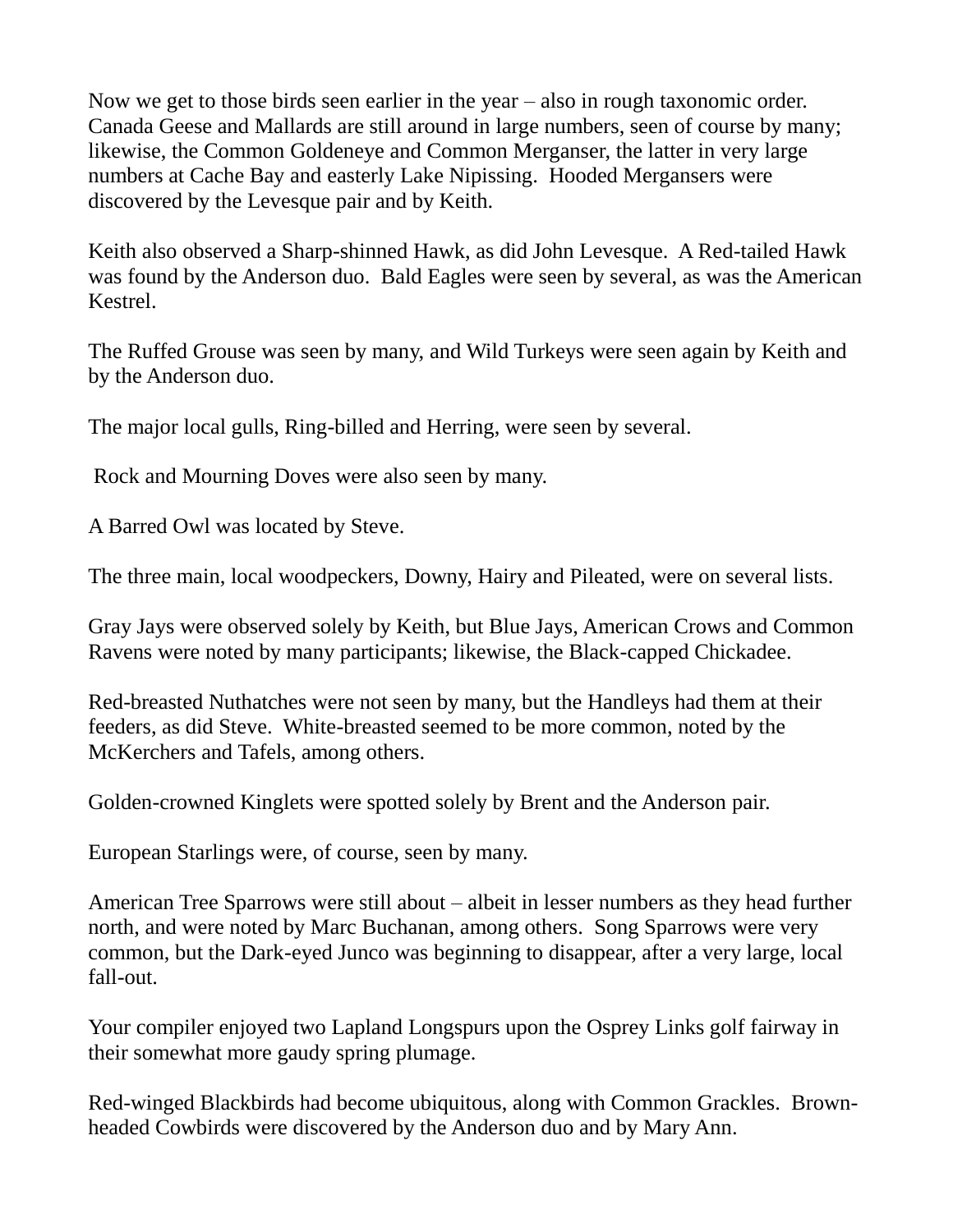Now we get to those birds seen earlier in the year – also in rough taxonomic order. Canada Geese and Mallards are still around in large numbers, seen of course by many; likewise, the Common Goldeneye and Common Merganser, the latter in very large numbers at Cache Bay and easterly Lake Nipissing. Hooded Mergansers were discovered by the Levesque pair and by Keith.

Keith also observed a Sharp-shinned Hawk, as did John Levesque. A Red-tailed Hawk was found by the Anderson duo. Bald Eagles were seen by several, as was the American Kestrel.

The Ruffed Grouse was seen by many, and Wild Turkeys were seen again by Keith and by the Anderson duo.

The major local gulls, Ring-billed and Herring, were seen by several.

Rock and Mourning Doves were also seen by many.

A Barred Owl was located by Steve.

The three main, local woodpeckers, Downy, Hairy and Pileated, were on several lists.

Gray Jays were observed solely by Keith, but Blue Jays, American Crows and Common Ravens were noted by many participants; likewise, the Black-capped Chickadee.

Red-breasted Nuthatches were not seen by many, but the Handleys had them at their feeders, as did Steve. White-breasted seemed to be more common, noted by the McKerchers and Tafels, among others.

Golden-crowned Kinglets were spotted solely by Brent and the Anderson pair.

European Starlings were, of course, seen by many.

American Tree Sparrows were still about – albeit in lesser numbers as they head further north, and were noted by Marc Buchanan, among others. Song Sparrows were very common, but the Dark-eyed Junco was beginning to disappear, after a very large, local fall-out.

Your compiler enjoyed two Lapland Longspurs upon the Osprey Links golf fairway in their somewhat more gaudy spring plumage.

Red-winged Blackbirds had become ubiquitous, along with Common Grackles. Brown-headed Cowbirds were discovered by the Anderson duo and by Mary Ann.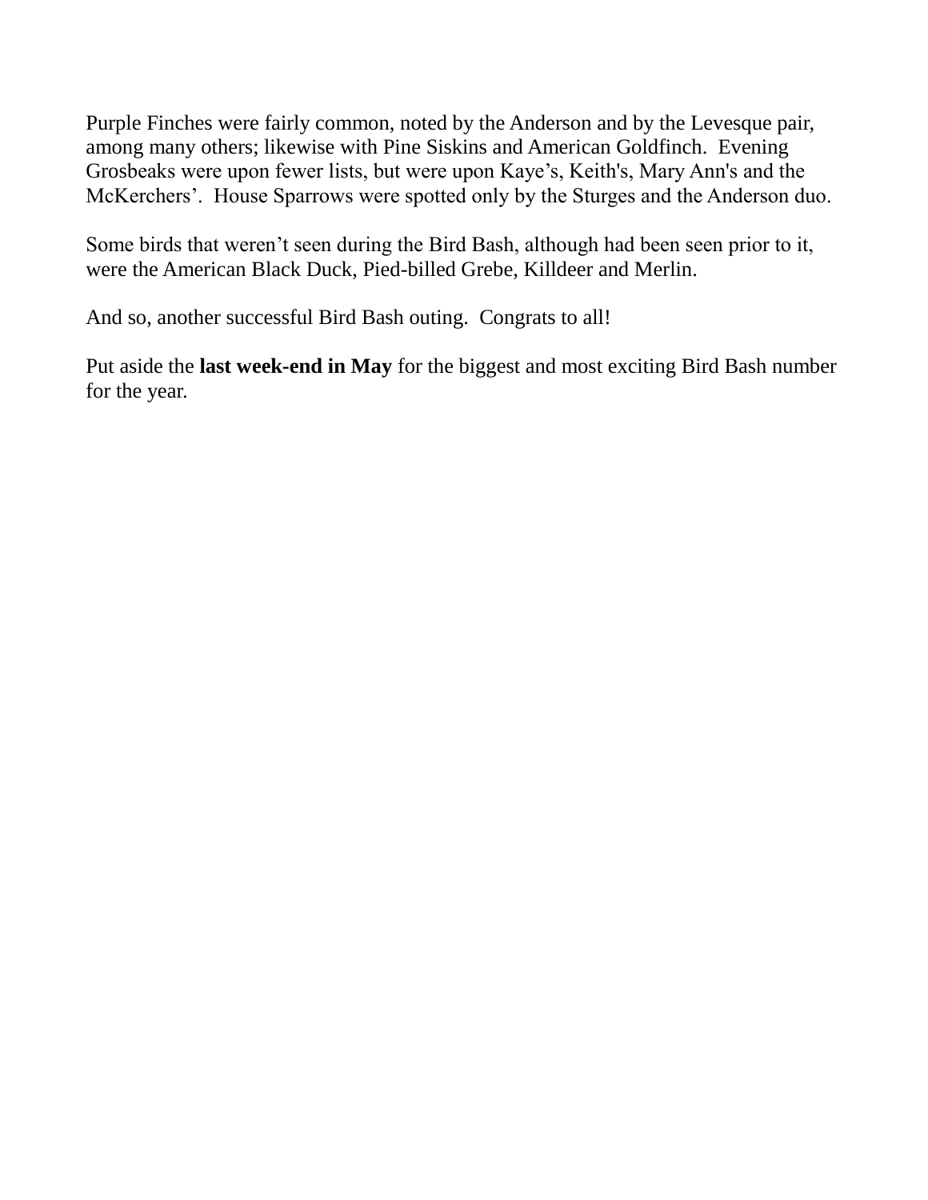Purple Finches were fairly common, noted by the Anderson and by the Levesque pair, among many others; likewise with Pine Siskins and American Goldfinch. Evening Grosbeaks were upon fewer lists, but were upon Kaye's, Keith's, Mary Ann's and the McKerchers'. House Sparrows were spotted only by the Sturges and the Anderson duo.

Some birds that weren't seen during the Bird Bash, although had been seen prior to it, were the American Black Duck, Pied-billed Grebe, Killdeer and Merlin.

And so, another successful Bird Bash outing. Congrats to all!

Put aside the **last week-end in May** for the biggest and most exciting Bird Bash number for the year.